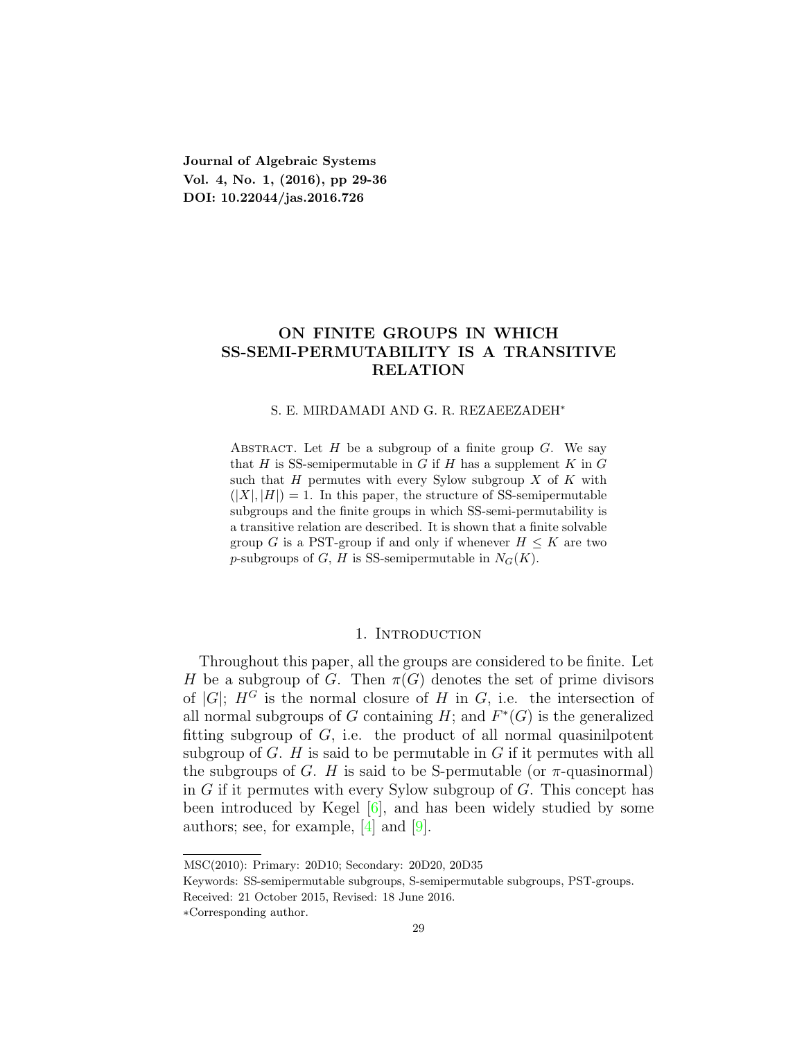Journal of Algebraic Systems
Vol. 4, No. 1, (2016), pp 29-36
DOI: 10.22044/jas.2016.726

# ON FINITE GROUPS IN WHICH SS-SEMI-PERMUTABILITY IS A TRANSITIVE RELATION

S. E. MIRDAMADI AND G. R. REZAEEZADEH*

Abstract. Let $H$ be a subgroup of a finite group $G$. We say that $H$ is SS-semipermutable in $G$ if $H$ has a supplement $K$ in $G$ such that $H$ permutes with every Sylow subgroup $X$ of $K$ with $(|X|, |H|) = 1$. In this paper, the structure of SS-semipermutable subgroups and the finite groups in which SS-semi-permutability is a transitive relation are described. It is shown that a finite solvable group $G$ is a PST-group if and only if whenever $H \leq K$ are two $p$-subgroups of $G$, $H$ is SS-semipermutable in $N_G(K)$.

## 1. Introduction

Throughout this paper, all the groups are considered to be finite. Let $H$ be a subgroup of $G$. Then $\pi(G)$ denotes the set of prime divisors of $|G|$; $H^G$ is the normal closure of $H$ in $G$, i.e. the intersection of all normal subgroups of $G$ containing $H$; and $F^*(G)$ is the generalized fitting subgroup of $G$, i.e. the product of all normal quasinilpotent subgroup of $G$. $H$ is said to be permutable in $G$ if it permutes with all the subgroups of $G$. $H$ is said to be S-permutable (or $\pi$-quasinormal) in $G$ if it permutes with every Sylow subgroup of $G$. This concept has been introduced by Kegel [6], and has been widely studied by some authors; see, for example, [4] and [9].

MSC(2010): Primary: 20D10; Secondary: 20D20, 20D35

Keywords: SS-semipermutable subgroups, S-semipermutable subgroups, PST-groups.

Received: 21 October 2015, Revised: 18 June 2016.

*Corresponding author.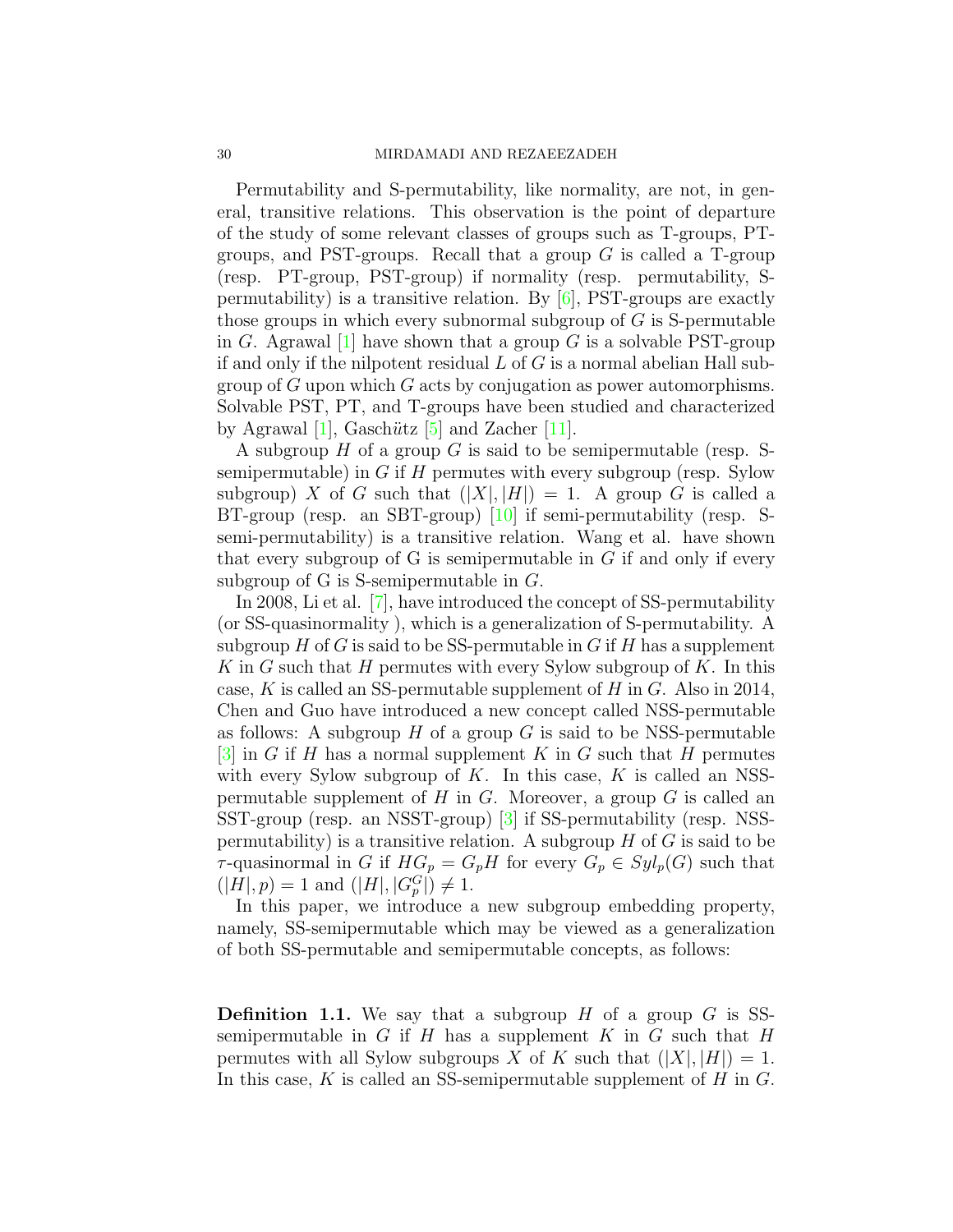Permutability and S-permutability, like normality, are not, in general, transitive relations. This observation is the point of departure of the study of some relevant classes of groups such as T-groups, PT-groups, and PST-groups. Recall that a group $G$ is called a T-group (resp. PT-group, PST-group) if normality (resp. permutability, S-permutability) is a transitive relation. By [6], PST-groups are exactly those groups in which every subnormal subgroup of $G$ is S-permutable in $G$. Agrawal [1] have shown that a group $G$ is a solvable PST-group if and only if the nilpotent residual $L$ of $G$ is a normal abelian Hall subgroup of $G$ upon which $G$ acts by conjugation as power automorphisms. Solvable PST, PT, and T-groups have been studied and characterized by Agrawal [1], Gaschütz [5] and Zacher [11].

A subgroup $H$ of a group $G$ is said to be semipermutable (resp. S-semipermutable) in $G$ if $H$ permutes with every subgroup (resp. Sylow subgroup) $X$ of $G$ such that $(|X|, |H|) = 1$. A group $G$ is called a BT-group (resp. an SBT-group) [10] if semi-permutability (resp. S-semi-permutability) is a transitive relation. Wang et al. have shown that every subgroup of G is semipermutable in $G$ if and only if every subgroup of G is S-semipermutable in $G$.

In 2008, Li et al. [7], have introduced the concept of SS-permutability (or SS-quasinormality ), which is a generalization of S-permutability. A subgroup $H$ of $G$ is said to be SS-permutable in $G$ if $H$ has a supplement $K$ in $G$ such that $H$ permutes with every Sylow subgroup of $K$. In this case, $K$ is called an SS-permutable supplement of $H$ in $G$. Also in 2014, Chen and Guo have introduced a new concept called NSS-permutable as follows: A subgroup $H$ of a group $G$ is said to be NSS-permutable [3] in $G$ if $H$ has a normal supplement $K$ in $G$ such that $H$ permutes with every Sylow subgroup of $K$. In this case, $K$ is called an NSS-permutable supplement of $H$ in $G$. Moreover, a group $G$ is called an SST-group (resp. an NSST-group) [3] if SS-permutability (resp. NSS-permutability) is a transitive relation. A subgroup $H$ of $G$ is said to be $\tau$-quasinormal in $G$ if $HG_p = G_pH$ for every $G_p \in Syl_p(G)$ such that $(|H|, p) = 1$ and $(|H|, |G_p^G|) \neq 1$.

In this paper, we introduce a new subgroup embedding property, namely, SS-semipermutable which may be viewed as a generalization of both SS-permutable and semipermutable concepts, as follows:

**Definition 1.1.** We say that a subgroup $H$ of a group $G$ is SS-semipermutable in $G$ if $H$ has a supplement $K$ in $G$ such that $H$ permutes with all Sylow subgroups $X$ of $K$ such that $(|X|, |H|) = 1$. In this case, $K$ is called an SS-semipermutable supplement of $H$ in $G$.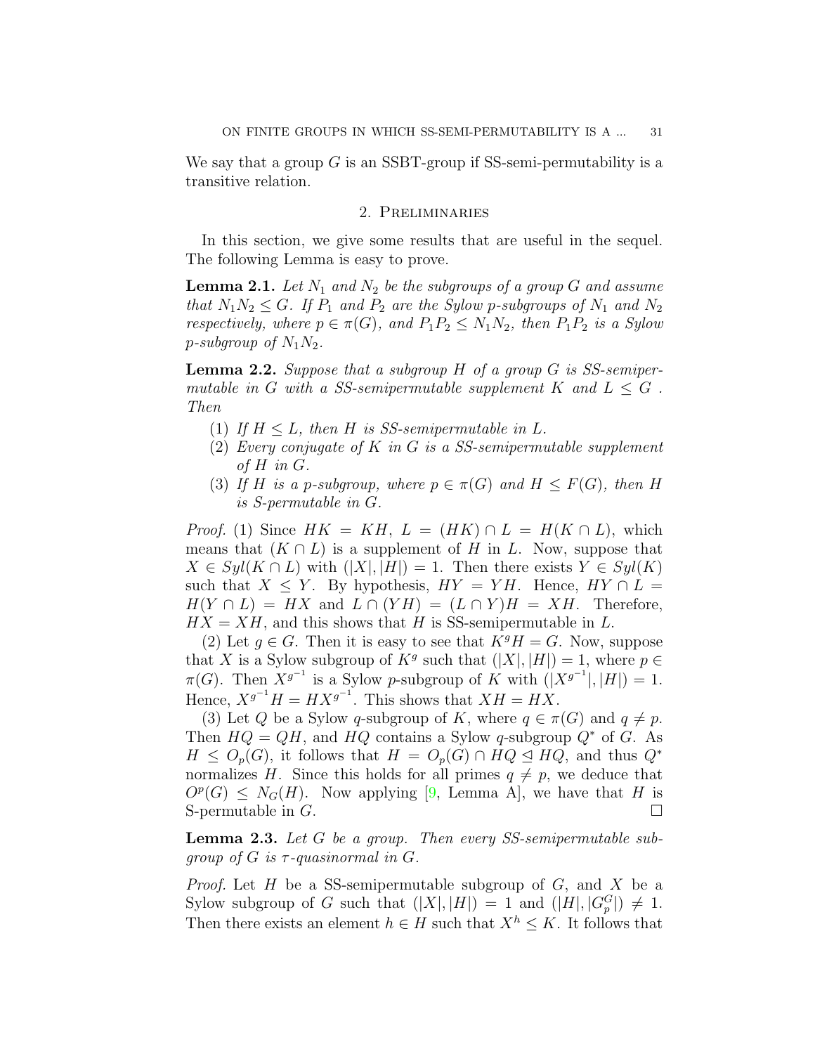We say that a group $G$ is an SSBT-group if SS-semi-permutability is a transitive relation.

## 2. Preliminaries

In this section, we give some results that are useful in the sequel. The following Lemma is easy to prove.

**Lemma 2.1.** *Let $N_1$ and $N_2$ be the subgroups of a group $G$ and assume that $N_1N_2 \leq G$. If $P_1$ and $P_2$ are the Sylow $p$-subgroups of $N_1$ and $N_2$ respectively, where $p \in \pi(G)$, and $P_1P_2 \leq N_1N_2$, then $P_1P_2$ is a Sylow $p$-subgroup of $N_1N_2$.*

**Lemma 2.2.** *Suppose that a subgroup $H$ of a group $G$ is SS-semipermutable in $G$ with a SS-semipermutable supplement $K$ and $L \leq G$ . Then*

1. *If $H \leq L$, then $H$ is SS-semipermutable in $L$.*
2. *Every conjugate of $K$ in $G$ is a SS-semipermutable supplement of $H$ in $G$.*
3. *If $H$ is a $p$-subgroup, where $p \in \pi(G)$ and $H \leq F(G)$, then $H$ is S-permutable in $G$.*

*Proof.* (1) Since $HK = KH$, $L = (HK) \cap L = H(K \cap L)$, which means that $(K \cap L)$ is a supplement of $H$ in $L$. Now, suppose that $X \in Syl(K \cap L)$ with $(|X|, |H|) = 1$. Then there exists $Y \in Syl(K)$ such that $X \leq Y$. By hypothesis, $HY = YH$. Hence, $HY \cap L = H(Y \cap L) = HX$ and $L \cap (YH) = (L \cap Y)H = XH$. Therefore, $HX = XH$, and this shows that $H$ is SS-semipermutable in $L$.

(2) Let $g \in G$. Then it is easy to see that $K^gH = G$. Now, suppose that $X$ is a Sylow subgroup of $K^g$ such that $(|X|, |H|) = 1$, where $p \in \pi(G)$. Then $X^{g^{-1}}$ is a Sylow $p$-subgroup of $K$ with $(|X^{g^{-1}}|, |H|) = 1$. Hence, $X^{g^{-1}}H = HX^{g^{-1}}$. This shows that $XH = HX$.

(3) Let $Q$ be a Sylow $q$-subgroup of $K$, where $q \in \pi(G)$ and $q \neq p$. Then $HQ = QH$, and $HQ$ contains a Sylow $q$-subgroup $Q^*$ of $G$. As $H \leq O_p(G)$, it follows that $H = O_p(G) \cap HQ \trianglelefteq HQ$, and thus $Q^*$ normalizes $H$. Since this holds for all primes $q \neq p$, we deduce that $O^p(G) \leq N_G(H)$. Now applying [9, Lemma A], we have that $H$ is S-permutable in $G$. $\square$

**Lemma 2.3.** *Let $G$ be a group. Then every SS-semipermutable subgroup of $G$ is $\tau$-quasinormal in $G$.*

*Proof.* Let $H$ be a SS-semipermutable subgroup of $G$, and $X$ be a Sylow subgroup of $G$ such that $(|X|, |H|) = 1$ and $(|H|, |G_p^G|) \neq 1$. Then there exists an element $h \in H$ such that $X^h \leq K$. It follows that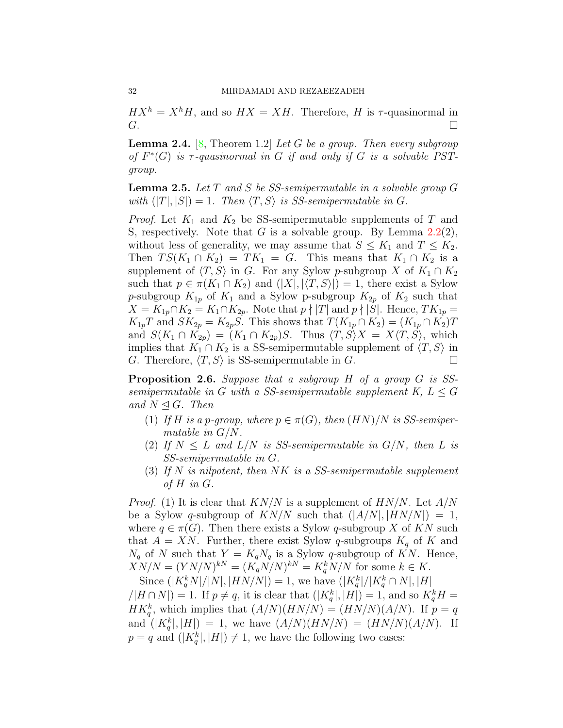$HX^h = X^hH$, and so $HX = XH$. Therefore, $H$ is $\tau$-quasinormal in $G$. □

**Lemma 2.4.** [8, Theorem 1.2] *Let $G$ be a group. Then every subgroup of $F^*(G)$ is $\tau$-quasinormal in $G$ if and only if $G$ is a solvable PST-group.*

**Lemma 2.5.** *Let $T$ and $S$ be SS-semipermutable in a solvable group $G$ with $(|T|, |S|) = 1$. Then $\langle T, S\rangle$ is SS-semipermutable in $G$.*

*Proof.* Let $K_1$ and $K_2$ be SS-semipermutable supplements of $T$ and S, respectively. Note that $G$ is a solvable group. By Lemma 2.2(2), without less of generality, we may assume that $S \leq K_1$ and $T \leq K_2$. Then $TS(K_1 \cap K_2) = TK_1 = G$. This means that $K_1 \cap K_2$ is a supplement of $\langle T, S\rangle$ in $G$. For any Sylow $p$-subgroup $X$ of $K_1 \cap K_2$ such that $p \in \pi(K_1 \cap K_2)$ and $(|X|, |\langle T, S\rangle|) = 1$, there exist a Sylow $p$-subgroup $K_{1p}$ of $K_1$ and a Sylow p-subgroup $K_{2p}$ of $K_2$ such that $X = K_{1p} \cap K_2 = K_1 \cap K_{2p}$. Note that $p \nmid |T|$ and $p \nmid |S|$. Hence, $TK_{1p} = K_{1p}T$ and $SK_{2p} = K_{2p}S$. This shows that $T(K_{1p} \cap K_2) = (K_{1p} \cap K_2)T$ and $S(K_1 \cap K_{2p}) = (K_1 \cap K_{2p})S$. Thus $\langle T, S\rangle X = X\langle T, S\rangle$, which implies that $K_1 \cap K_2$ is a SS-semipermutable supplement of $\langle T, S\rangle$ in $G$. Therefore, $\langle T, S\rangle$ is SS-semipermutable in $G$. □

**Proposition 2.6.** *Suppose that a subgroup $H$ of a group $G$ is SS-semipermutable in $G$ with a SS-semipermutable supplement $K$, $L \leq G$ and $N \trianglelefteq G$. Then*

1. *If $H$ is a $p$-group, where $p \in \pi(G)$, then $(HN)/N$ is SS-semipermutable in $G/N$.*
2. *If $N \leq L$ and $L/N$ is SS-semipermutable in $G/N$, then $L$ is SS-semipermutable in $G$.*
3. *If $N$ is nilpotent, then $NK$ is a SS-semipermutable supplement of $H$ in $G$.*

*Proof.* (1) It is clear that $KN/N$ is a supplement of $HN/N$. Let $A/N$ be a Sylow $q$-subgroup of $KN/N$ such that $(|A/N|, |HN/N|) = 1$, where $q \in \pi(G)$. Then there exists a Sylow $q$-subgroup $X$ of $KN$ such that $A = XN$. Further, there exist Sylow $q$-subgroups $K_q$ of $K$ and $N_q$ of $N$ such that $Y = K_qN_q$ is a Sylow $q$-subgroup of $KN$. Hence, $XN/N = (YN/N)^{kN} = (K_qN/N)^{kN} = K_q^kN/N$ for some $k \in K$.

Since $(|K_q^kN|/|N|, |HN/N|) = 1$, we have $(|K_q^k|/|K_q^k \cap N|, |H| /|H \cap N|) = 1$. If $p \neq q$, it is clear that $(|K_q^k|, |H|) = 1$, and so $K_q^kH = HK_q^k$, which implies that $(A/N)(HN/N) = (HN/N)(A/N)$. If $p = q$ and $(|K_q^k|, |H|) = 1$, we have $(A/N)(HN/N) = (HN/N)(A/N)$. If $p = q$ and $(|K_q^k|, |H|) \neq 1$, we have the following two cases: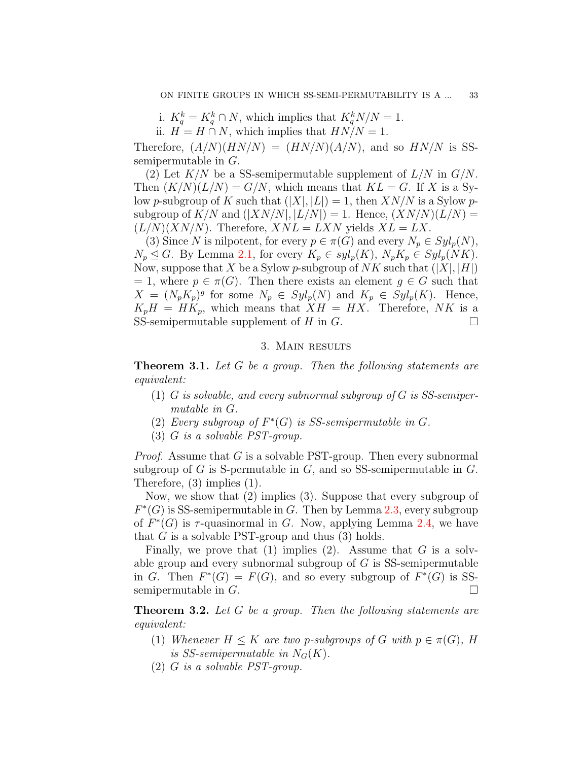i. $K_q^k = K_q^k \cap N$, which implies that $K_q^k N/N = 1$.

ii. $H = H \cap N$, which implies that $HN/N = 1$.

Therefore, $(A/N)(HN/N) = (HN/N)(A/N)$, and so $HN/N$ is SS-semipermutable in $G$.

(2) Let $K/N$ be a SS-semipermutable supplement of $L/N$ in $G/N$. Then $(K/N)(L/N) = G/N$, which means that $KL = G$. If $X$ is a Sylow $p$-subgroup of $K$ such that $(|X|, |L|) = 1$, then $XN/N$ is a Sylow $p$-subgroup of $K/N$ and $(|XN/N|, |L/N|) = 1$. Hence, $(XN/N)(L/N) = (L/N)(XN/N)$. Therefore, $XNL = LXN$ yields $XL = LX$.

(3) Since $N$ is nilpotent, for every $p \in \pi(G)$ and every $N_p \in Syl_p(N)$, $N_p \trianglelefteq G$. By Lemma 2.1, for every $K_p \in syl_p(K)$, $N_pK_p \in Syl_p(NK)$. Now, suppose that $X$ be a Sylow $p$-subgroup of $NK$ such that $(|X|, |H|) = 1$, where $p \in \pi(G)$. Then there exists an element $g \in G$ such that $X = (N_pK_p)^g$ for some $N_p \in Syl_p(N)$ and $K_p \in Syl_p(K)$. Hence, $K_pH = HK_p$, which means that $XH = HX$. Therefore, $NK$ is a SS-semipermutable supplement of $H$ in $G$. $\square$

## 3. Main results

**Theorem 3.1.** *Let $G$ be a group. Then the following statements are equivalent:*

1. *$G$ is solvable, and every subnormal subgroup of $G$ is SS-semipermutable in $G$.*
2. *Every subgroup of $F^*(G)$ is SS-semipermutable in $G$.*
3. *$G$ is a solvable PST-group.*

*Proof.* Assume that $G$ is a solvable PST-group. Then every subnormal subgroup of $G$ is S-permutable in $G$, and so SS-semipermutable in $G$. Therefore, (3) implies (1).

Now, we show that (2) implies (3). Suppose that every subgroup of $F^*(G)$ is SS-semipermutable in $G$. Then by Lemma 2.3, every subgroup of $F^*(G)$ is $\tau$-quasinormal in $G$. Now, applying Lemma 2.4, we have that $G$ is a solvable PST-group and thus (3) holds.

Finally, we prove that (1) implies (2). Assume that $G$ is a solvable group and every subnormal subgroup of $G$ is SS-semipermutable in $G$. Then $F^*(G) = F(G)$, and so every subgroup of $F^*(G)$ is SS-semipermutable in $G$. $\square$

**Theorem 3.2.** *Let $G$ be a group. Then the following statements are equivalent:*

1. *Whenever $H \leq K$ are two $p$-subgroups of $G$ with $p \in \pi(G)$, $H$ is SS-semipermutable in $N_G(K)$.*
2. *$G$ is a solvable PST-group.*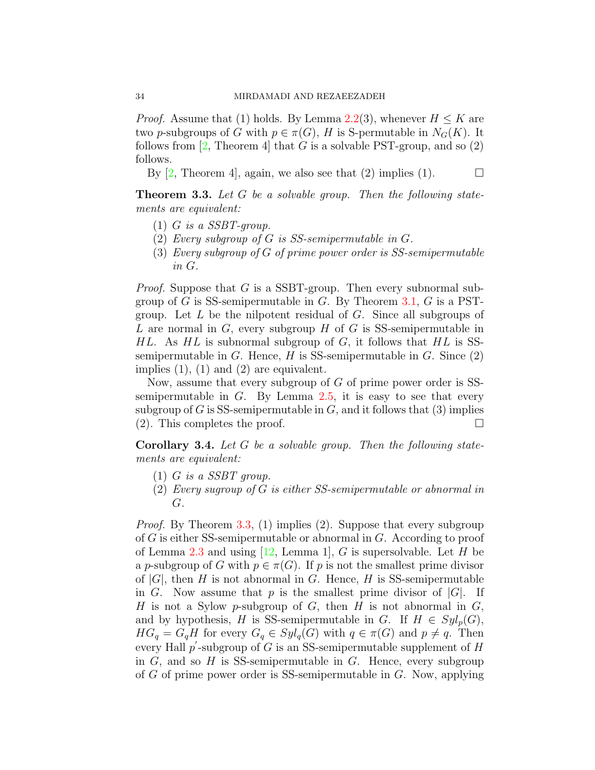*Proof.* Assume that (1) holds. By Lemma 2.2(3), whenever $H \leq K$ are two $p$-subgroups of $G$ with $p \in \pi(G)$, $H$ is S-permutable in $N_G(K)$. It follows from [2, Theorem 4] that $G$ is a solvable PST-group, and so (2) follows.

By [2, Theorem 4], again, we also see that (2) implies (1). □

**Theorem 3.3.** *Let $G$ be a solvable group. Then the following statements are equivalent:*

1. *$G$ is a SSBT-group.*
2. *Every subgroup of $G$ is SS-semipermutable in $G$.*
3. *Every subgroup of $G$ of prime power order is SS-semipermutable in $G$.*

*Proof.* Suppose that $G$ is a SSBT-group. Then every subnormal subgroup of $G$ is SS-semipermutable in $G$. By Theorem 3.1, $G$ is a PST-group. Let $L$ be the nilpotent residual of $G$. Since all subgroups of $L$ are normal in $G$, every subgroup $H$ of $G$ is SS-semipermutable in $HL$. As $HL$ is subnormal subgroup of $G$, it follows that $HL$ is SS-semipermutable in $G$. Hence, $H$ is SS-semipermutable in $G$. Since (2) implies (1), (1) and (2) are equivalent.

Now, assume that every subgroup of $G$ of prime power order is SS-semipermutable in $G$. By Lemma 2.5, it is easy to see that every subgroup of $G$ is SS-semipermutable in $G$, and it follows that (3) implies (2). This completes the proof. □

**Corollary 3.4.** *Let $G$ be a solvable group. Then the following statements are equivalent:*

1. *$G$ is a SSBT group.*
2. *Every sugroup of $G$ is either SS-semipermutable or abnormal in $G$.*

*Proof.* By Theorem 3.3, (1) implies (2). Suppose that every subgroup of $G$ is either SS-semipermutable or abnormal in $G$. According to proof of Lemma 2.3 and using [12, Lemma 1], $G$ is supersolvable. Let $H$ be a $p$-subgroup of $G$ with $p \in \pi(G)$. If $p$ is not the smallest prime divisor of $|G|$, then $H$ is not abnormal in $G$. Hence, $H$ is SS-semipermutable in $G$. Now assume that $p$ is the smallest prime divisor of $|G|$. If $H$ is not a Sylow $p$-subgroup of $G$, then $H$ is not abnormal in $G$, and by hypothesis, $H$ is SS-semipermutable in $G$. If $H \in Syl_p(G)$, $HG_q = G_qH$ for every $G_q \in Syl_q(G)$ with $q \in \pi(G)$ and $p \neq q$. Then every Hall $p'$-subgroup of $G$ is an SS-semipermutable supplement of $H$ in $G$, and so $H$ is SS-semipermutable in $G$. Hence, every subgroup of $G$ of prime power order is SS-semipermutable in $G$. Now, applying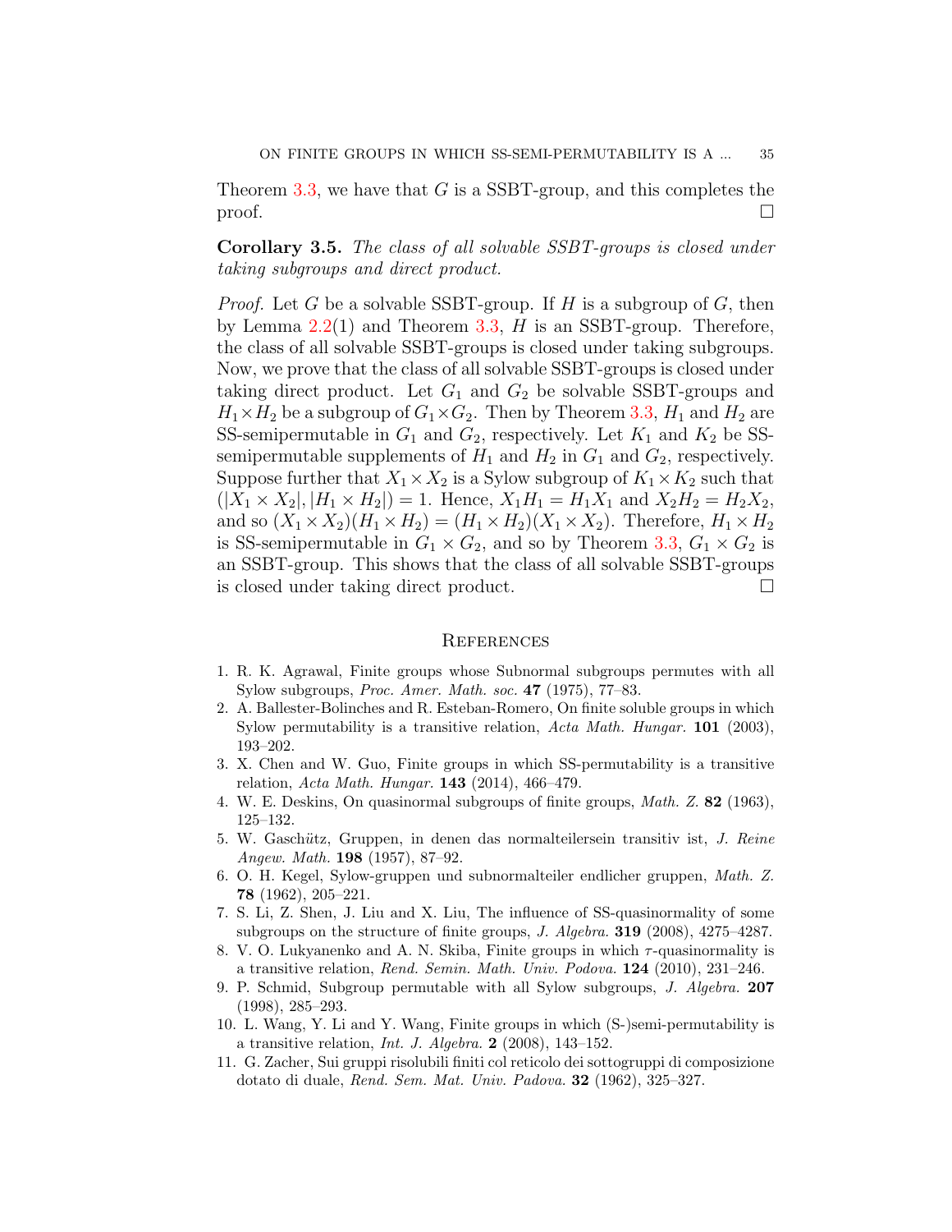Theorem 3.3, we have that $G$ is a SSBT-group, and this completes the proof. □

**Corollary 3.5.** *The class of all solvable SSBT-groups is closed under taking subgroups and direct product.*

*Proof.* Let $G$ be a solvable SSBT-group. If $H$ is a subgroup of $G$, then by Lemma 2.2(1) and Theorem 3.3, $H$ is an SSBT-group. Therefore, the class of all solvable SSBT-groups is closed under taking subgroups. Now, we prove that the class of all solvable SSBT-groups is closed under taking direct product. Let $G_1$ and $G_2$ be solvable SSBT-groups and $H_1 \times H_2$ be a subgroup of $G_1 \times G_2$. Then by Theorem 3.3, $H_1$ and $H_2$ are SS-semipermutable in $G_1$ and $G_2$, respectively. Let $K_1$ and $K_2$ be SS-semipermutable supplements of $H_1$ and $H_2$ in $G_1$ and $G_2$, respectively. Suppose further that $X_1 \times X_2$ is a Sylow subgroup of $K_1 \times K_2$ such that $(|X_1 \times X_2|, |H_1 \times H_2|) = 1$. Hence, $X_1H_1 = H_1X_1$ and $X_2H_2 = H_2X_2$, and so $(X_1 \times X_2)(H_1 \times H_2) = (H_1 \times H_2)(X_1 \times X_2)$. Therefore, $H_1 \times H_2$ is SS-semipermutable in $G_1 \times G_2$, and so by Theorem 3.3, $G_1 \times G_2$ is an SSBT-group. This shows that the class of all solvable SSBT-groups is closed under taking direct product. □

## References

1. R. K. Agrawal, Finite groups whose Subnormal subgroups permutes with all Sylow subgroups, *Proc. Amer. Math. soc.* **47** (1975), 77–83.
2. A. Ballester-Bolinches and R. Esteban-Romero, On finite soluble groups in which Sylow permutability is a transitive relation, *Acta Math. Hungar.* **101** (2003), 193–202.
3. X. Chen and W. Guo, Finite groups in which SS-permutability is a transitive relation, *Acta Math. Hungar.* **143** (2014), 466–479.
4. W. E. Deskins, On quasinormal subgroups of finite groups, *Math. Z.* **82** (1963), 125–132.
5. W. Gaschütz, Gruppen, in denen das normalteilersein transitiv ist, *J. Reine Angew. Math.* **198** (1957), 87–92.
6. O. H. Kegel, Sylow-gruppen und subnormalteiler endlicher gruppen, *Math. Z.* **78** (1962), 205–221.
7. S. Li, Z. Shen, J. Liu and X. Liu, The influence of SS-quasinormality of some subgroups on the structure of finite groups, *J. Algebra.* **319** (2008), 4275–4287.
8. V. O. Lukyanenko and A. N. Skiba, Finite groups in which $\tau$-quasinormality is a transitive relation, *Rend. Semin. Math. Univ. Podova.* **124** (2010), 231–246.
9. P. Schmid, Subgroup permutable with all Sylow subgroups, *J. Algebra.* **207** (1998), 285–293.
10. L. Wang, Y. Li and Y. Wang, Finite groups in which (S-)semi-permutability is a transitive relation, *Int. J. Algebra.* **2** (2008), 143–152.
11. G. Zacher, Sui gruppi risolubili finiti col reticolo dei sottogruppi di composizione dotato di duale, *Rend. Sem. Mat. Univ. Padova.* **32** (1962), 325–327.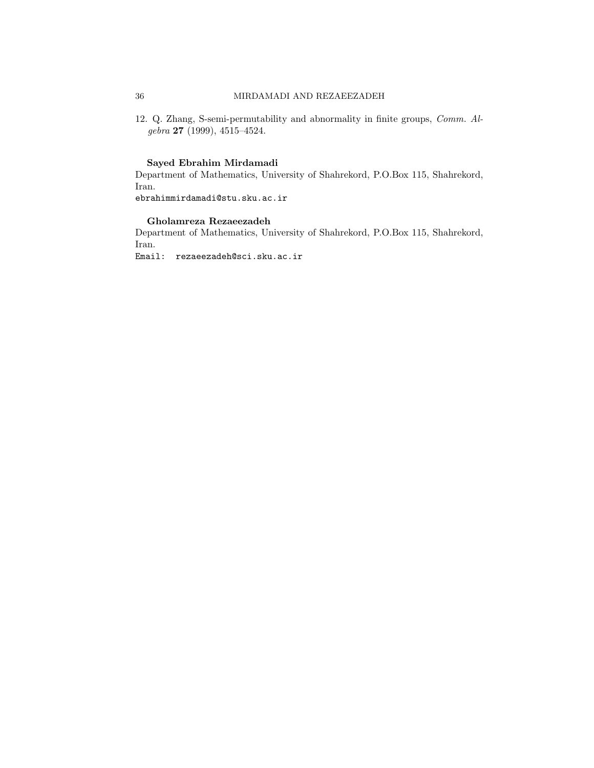12. Q. Zhang, S-semi-permutability and abnormality in finite groups, *Comm. Algebra* **27** (1999), 4515–4524.

**Sayed Ebrahim Mirdamadi**

Department of Mathematics, University of Shahrekord, P.O.Box 115, Shahrekord, Iran.

ebrahimmirdamadi@stu.sku.ac.ir

**Gholamreza Rezaeezadeh**

Department of Mathematics, University of Shahrekord, P.O.Box 115, Shahrekord, Iran.

Email: rezaeezadeh@sci.sku.ac.ir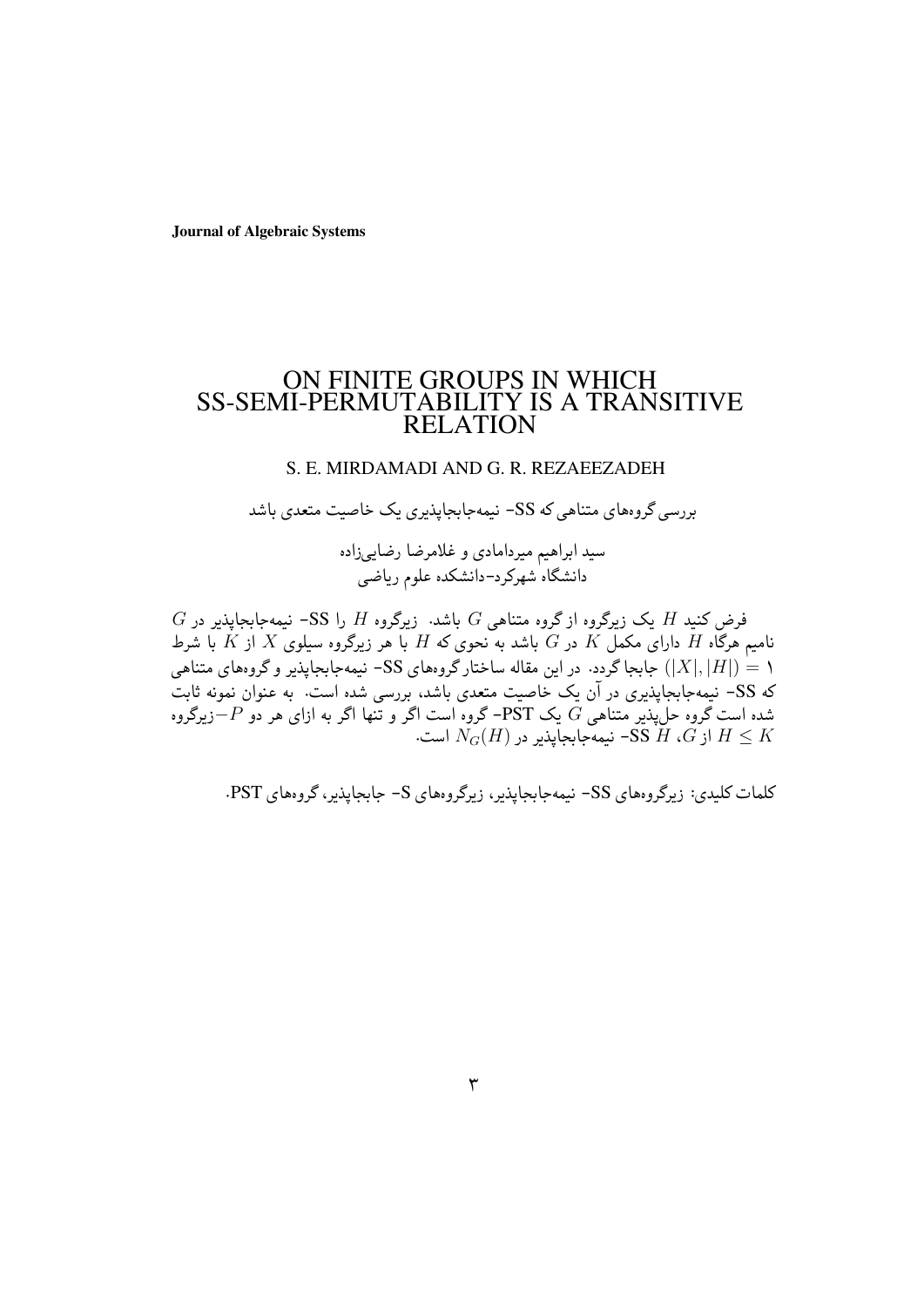**Journal of Algebraic Systems**

# ON FINITE GROUPS IN WHICH SS-SEMI-PERMUTABILITY IS A TRANSITIVE RELATION

S. E. MIRDAMADI AND G. R. REZAEEZADEH

بررسی گروه‌های متناهی که SS- نیمه‌جابجاپذیری یک خاصیت متعدی باشد

سید ابراهیم میردامادی و غلامرضا رضایی‌زاده
دانشگاه شهرکرد-دانشکده علوم ریاضی

فرض کنید $H$ یک زیرگروه از گروه متناهی $G$ باشد. زیرگروه $H$ را SS- نیمه‌جابجاپذیر در $G$ نامیم هرگاه $H$ دارای مکمل $K$ در $G$ باشد به نحوی که $H$ با هر زیرگروه سیلوی $X$ از $K$ با شرط $(|X|, |H|) = ۱$ جابجا گردد. در این مقاله ساختار گروه‌های SS- نیمه‌جابجاپذیر و گروه‌های متناهی که SS- نیمه‌جابجاپذیری در آن یک خاصیت متعدی باشد، بررسی شده است. به عنوان نمونه ثابت شده است گروه حل‌پذیر متناهی $G$ یک PST- گروه است اگر و تنها اگر به ازای هر دو $P-$زیرگروه $H \leq K$ از $G$، $H$ SS- نیمه‌جابجاپذیر در $N_G(H)$ است.

کلمات کلیدی: زیرگروه‌های SS- نیمه‌جابجاپذیر، زیرگروه‌های S- جابجاپذیر، گروه‌های PST.